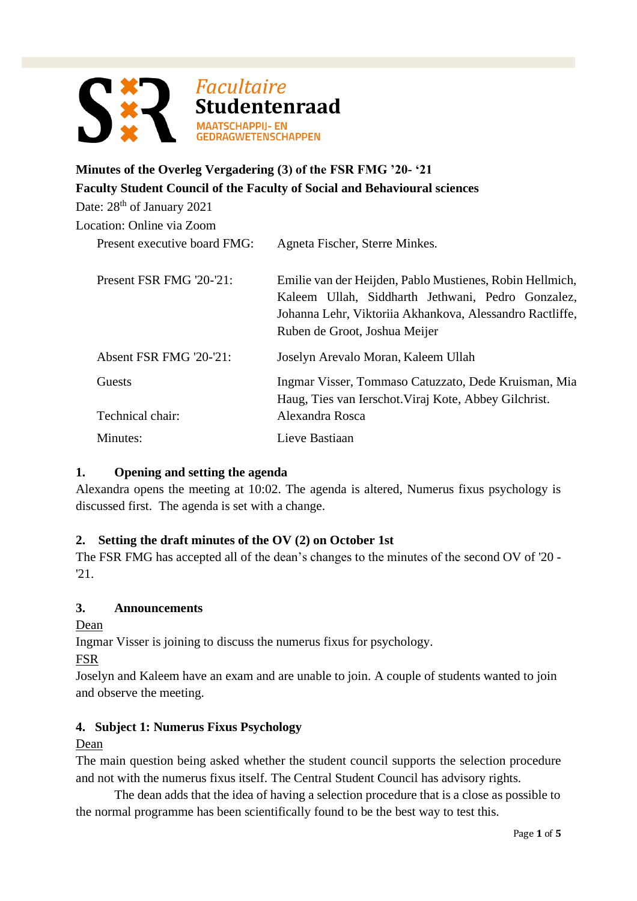Facultaire **Studentenraad**
MAATSCHAPPIJ- EN GEDRAGWETENSCHAPPEN

**Minutes of the Overleg Vergadering (3) of the FSR FMG '20- '21**
**Faculty Student Council of the Faculty of Social and Behavioural sciences**

Date: 28th of January 2021
Location: Online via Zoom

| | |
|---|---|
| Present executive board FMG: | Agneta Fischer, Sterre Minkes. |
| Present FSR FMG '20-'21: | Emilie van der Heijden, Pablo Mustienes, Robin Hellmich, Kaleem Ullah, Siddharth Jethwani, Pedro Gonzalez, Johanna Lehr, Viktoriia Akhankova, Alessandro Ractliffe, Ruben de Groot, Joshua Meijer |
| Absent FSR FMG '20-'21: | Joselyn Arevalo Moran, Kaleem Ullah |
| Guests | Ingmar Visser, Tommaso Catuzzato, Dede Kruisman, Mia Haug, Ties van Ierschot.Viraj Kote, Abbey Gilchrist. |
| Technical chair: | Alexandra Rosca |
| Minutes: | Lieve Bastiaan |

## 1. Opening and setting the agenda

Alexandra opens the meeting at 10:02. The agenda is altered, Numerus fixus psychology is discussed first. The agenda is set with a change.

## 2. Setting the draft minutes of the OV (2) on October 1st

The FSR FMG has accepted all of the dean's changes to the minutes of the second OV of '20 - '21.

## 3. Announcements

Dean

Ingmar Visser is joining to discuss the numerus fixus for psychology.

FSR

Joselyn and Kaleem have an exam and are unable to join. A couple of students wanted to join and observe the meeting.

## 4. Subject 1: Numerus Fixus Psychology

Dean

The main question being asked whether the student council supports the selection procedure and not with the numerus fixus itself. The Central Student Council has advisory rights.

The dean adds that the idea of having a selection procedure that is a close as possible to the normal programme has been scientifically found to be the best way to test this.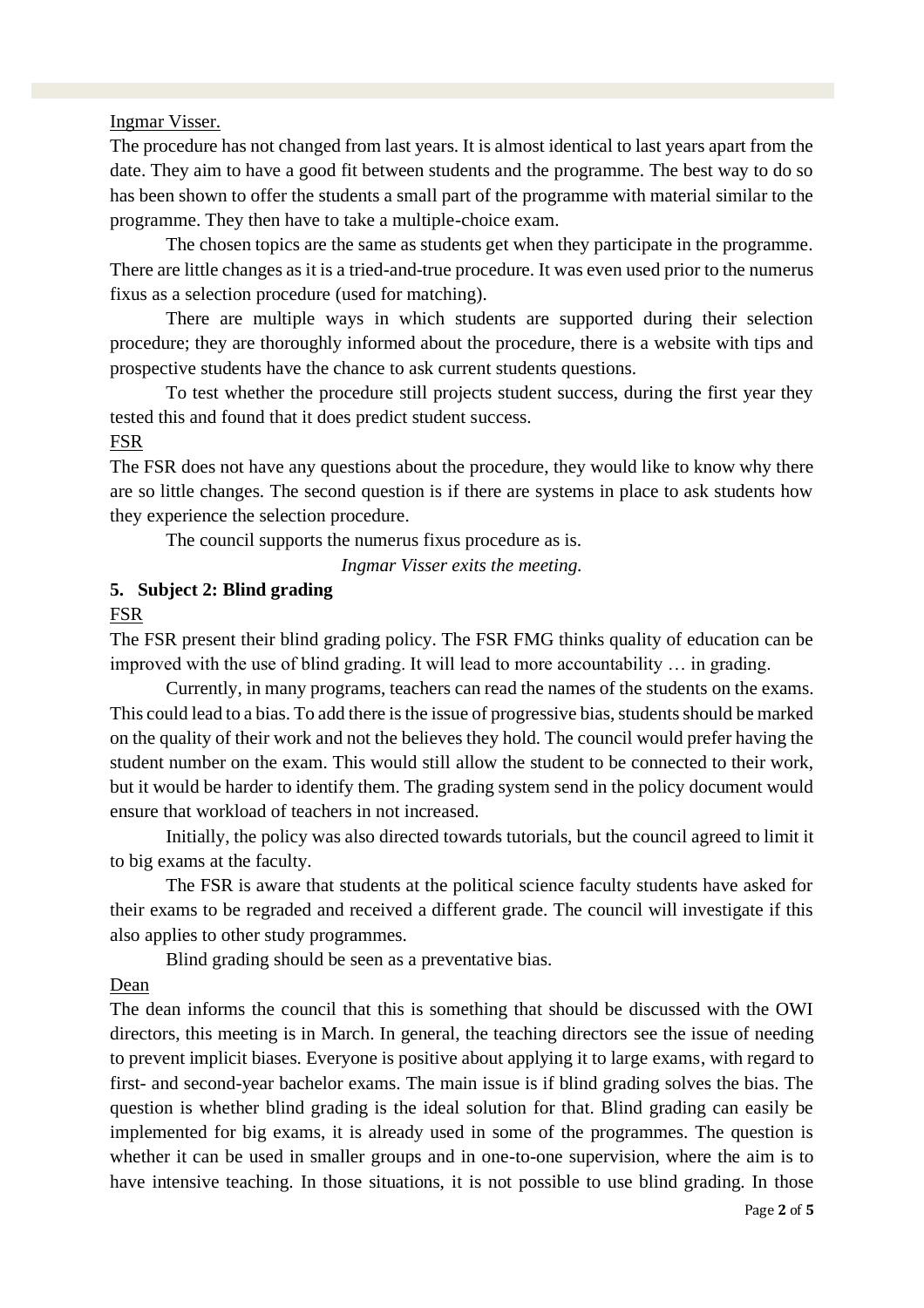Ingmar Visser.

The procedure has not changed from last years. It is almost identical to last years apart from the date. They aim to have a good fit between students and the programme. The best way to do so has been shown to offer the students a small part of the programme with material similar to the programme. They then have to take a multiple-choice exam.

The chosen topics are the same as students get when they participate in the programme. There are little changes as it is a tried-and-true procedure. It was even used prior to the numerus fixus as a selection procedure (used for matching).

There are multiple ways in which students are supported during their selection procedure; they are thoroughly informed about the procedure, there is a website with tips and prospective students have the chance to ask current students questions.

To test whether the procedure still projects student success, during the first year they tested this and found that it does predict student success.

FSR

The FSR does not have any questions about the procedure, they would like to know why there are so little changes. The second question is if there are systems in place to ask students how they experience the selection procedure.

The council supports the numerus fixus procedure as is.

*Ingmar Visser exits the meeting.*

**5. Subject 2: Blind grading**

FSR

The FSR present their blind grading policy. The FSR FMG thinks quality of education can be improved with the use of blind grading. It will lead to more accountability … in grading.

Currently, in many programs, teachers can read the names of the students on the exams. This could lead to a bias. To add there is the issue of progressive bias, students should be marked on the quality of their work and not the believes they hold. The council would prefer having the student number on the exam. This would still allow the student to be connected to their work, but it would be harder to identify them. The grading system send in the policy document would ensure that workload of teachers in not increased.

Initially, the policy was also directed towards tutorials, but the council agreed to limit it to big exams at the faculty.

The FSR is aware that students at the political science faculty students have asked for their exams to be regraded and received a different grade. The council will investigate if this also applies to other study programmes.

Blind grading should be seen as a preventative bias.

Dean

The dean informs the council that this is something that should be discussed with the OWI directors, this meeting is in March. In general, the teaching directors see the issue of needing to prevent implicit biases. Everyone is positive about applying it to large exams, with regard to first- and second-year bachelor exams. The main issue is if blind grading solves the bias. The question is whether blind grading is the ideal solution for that. Blind grading can easily be implemented for big exams, it is already used in some of the programmes. The question is whether it can be used in smaller groups and in one-to-one supervision, where the aim is to have intensive teaching. In those situations, it is not possible to use blind grading. In those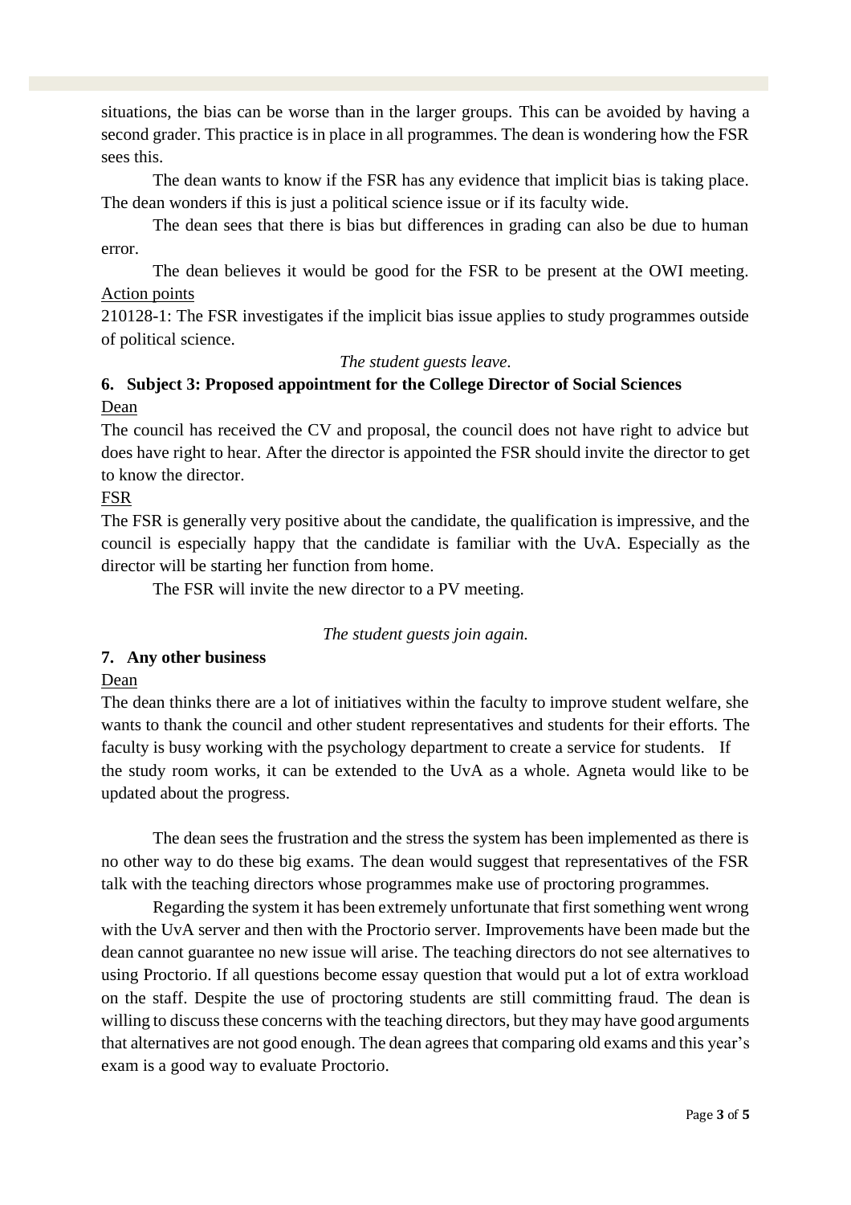situations, the bias can be worse than in the larger groups. This can be avoided by having a second grader. This practice is in place in all programmes. The dean is wondering how the FSR sees this.

The dean wants to know if the FSR has any evidence that implicit bias is taking place. The dean wonders if this is just a political science issue or if its faculty wide.

The dean sees that there is bias but differences in grading can also be due to human error.

The dean believes it would be good for the FSR to be present at the OWI meeting.

Action points

210128-1: The FSR investigates if the implicit bias issue applies to study programmes outside of political science.

*The student guests leave.*

## 6. Subject 3: Proposed appointment for the College Director of Social Sciences

Dean

The council has received the CV and proposal, the council does not have right to advice but does have right to hear. After the director is appointed the FSR should invite the director to get to know the director.

FSR

The FSR is generally very positive about the candidate, the qualification is impressive, and the council is especially happy that the candidate is familiar with the UvA. Especially as the director will be starting her function from home.

The FSR will invite the new director to a PV meeting.

*The student guests join again.*

## 7. Any other business

Dean

The dean thinks there are a lot of initiatives within the faculty to improve student welfare, she wants to thank the council and other student representatives and students for their efforts. The faculty is busy working with the psychology department to create a service for students. If the study room works, it can be extended to the UvA as a whole. Agneta would like to be updated about the progress.

The dean sees the frustration and the stress the system has been implemented as there is no other way to do these big exams. The dean would suggest that representatives of the FSR talk with the teaching directors whose programmes make use of proctoring programmes.

Regarding the system it has been extremely unfortunate that first something went wrong with the UvA server and then with the Proctorio server. Improvements have been made but the dean cannot guarantee no new issue will arise. The teaching directors do not see alternatives to using Proctorio. If all questions become essay question that would put a lot of extra workload on the staff. Despite the use of proctoring students are still committing fraud. The dean is willing to discuss these concerns with the teaching directors, but they may have good arguments that alternatives are not good enough. The dean agrees that comparing old exams and this year's exam is a good way to evaluate Proctorio.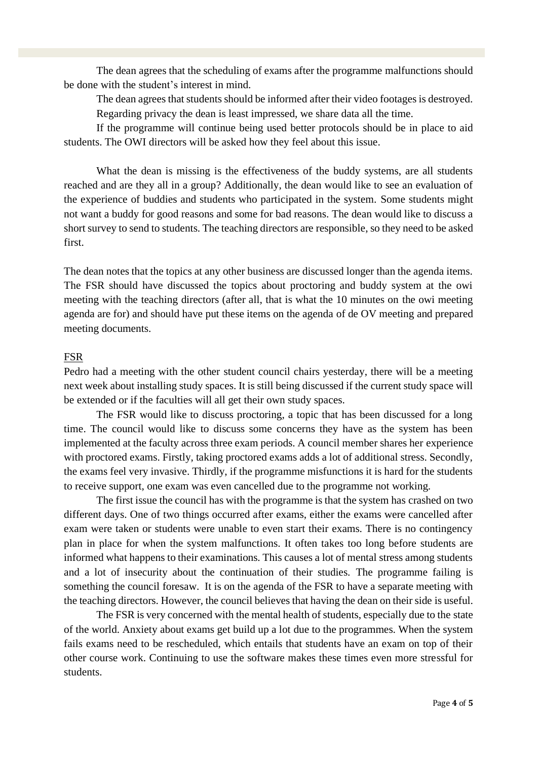The dean agrees that the scheduling of exams after the programme malfunctions should be done with the student's interest in mind.

The dean agrees that students should be informed after their video footages is destroyed.

Regarding privacy the dean is least impressed, we share data all the time.

If the programme will continue being used better protocols should be in place to aid students. The OWI directors will be asked how they feel about this issue.

What the dean is missing is the effectiveness of the buddy systems, are all students reached and are they all in a group? Additionally, the dean would like to see an evaluation of the experience of buddies and students who participated in the system. Some students might not want a buddy for good reasons and some for bad reasons. The dean would like to discuss a short survey to send to students. The teaching directors are responsible, so they need to be asked first.

The dean notes that the topics at any other business are discussed longer than the agenda items. The FSR should have discussed the topics about proctoring and buddy system at the owi meeting with the teaching directors (after all, that is what the 10 minutes on the owi meeting agenda are for) and should have put these items on the agenda of de OV meeting and prepared meeting documents.

<u>FSR</u>

Pedro had a meeting with the other student council chairs yesterday, there will be a meeting next week about installing study spaces. It is still being discussed if the current study space will be extended or if the faculties will all get their own study spaces.

The FSR would like to discuss proctoring, a topic that has been discussed for a long time. The council would like to discuss some concerns they have as the system has been implemented at the faculty across three exam periods. A council member shares her experience with proctored exams. Firstly, taking proctored exams adds a lot of additional stress. Secondly, the exams feel very invasive. Thirdly, if the programme misfunctions it is hard for the students to receive support, one exam was even cancelled due to the programme not working.

The first issue the council has with the programme is that the system has crashed on two different days. One of two things occurred after exams, either the exams were cancelled after exam were taken or students were unable to even start their exams. There is no contingency plan in place for when the system malfunctions. It often takes too long before students are informed what happens to their examinations. This causes a lot of mental stress among students and a lot of insecurity about the continuation of their studies. The programme failing is something the council foresaw. It is on the agenda of the FSR to have a separate meeting with the teaching directors. However, the council believes that having the dean on their side is useful.

The FSR is very concerned with the mental health of students, especially due to the state of the world. Anxiety about exams get build up a lot due to the programmes. When the system fails exams need to be rescheduled, which entails that students have an exam on top of their other course work. Continuing to use the software makes these times even more stressful for students.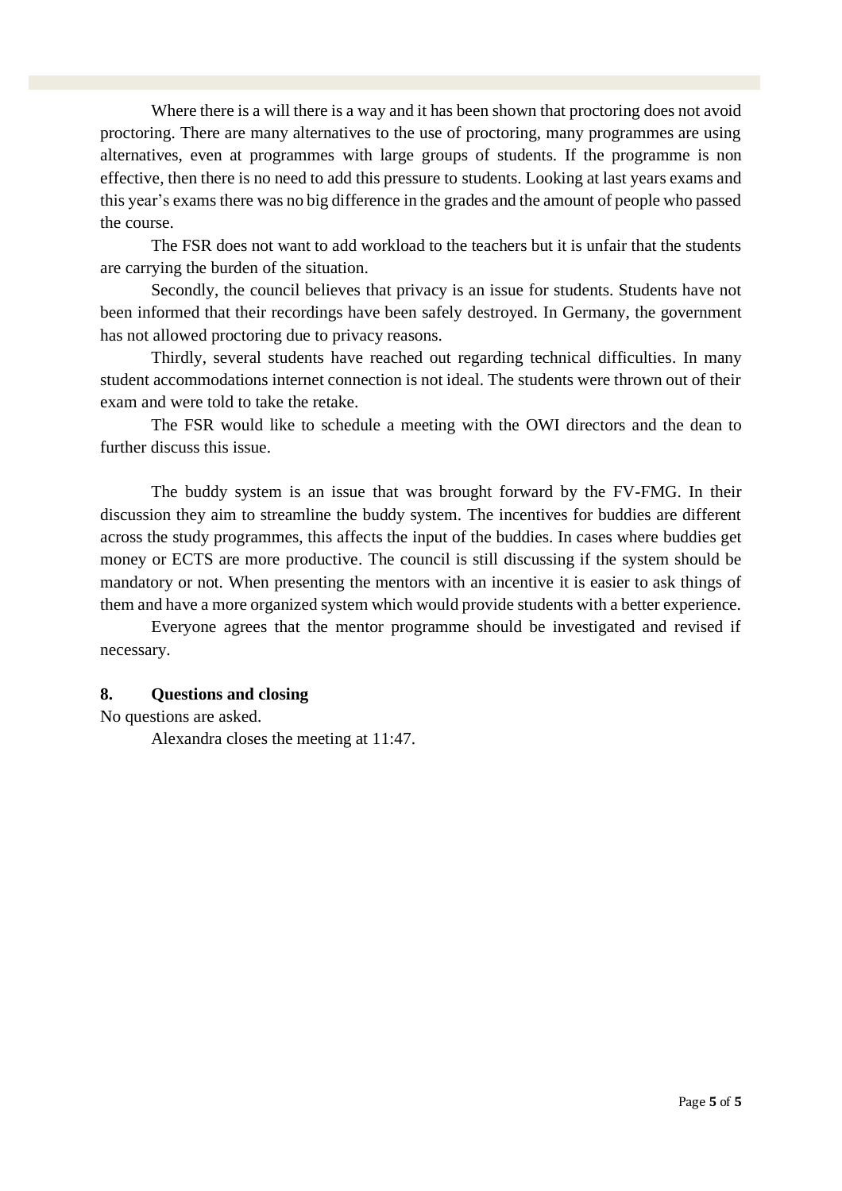Where there is a will there is a way and it has been shown that proctoring does not avoid proctoring. There are many alternatives to the use of proctoring, many programmes are using alternatives, even at programmes with large groups of students. If the programme is non effective, then there is no need to add this pressure to students. Looking at last years exams and this year's exams there was no big difference in the grades and the amount of people who passed the course.

The FSR does not want to add workload to the teachers but it is unfair that the students are carrying the burden of the situation.

Secondly, the council believes that privacy is an issue for students. Students have not been informed that their recordings have been safely destroyed. In Germany, the government has not allowed proctoring due to privacy reasons.

Thirdly, several students have reached out regarding technical difficulties. In many student accommodations internet connection is not ideal. The students were thrown out of their exam and were told to take the retake.

The FSR would like to schedule a meeting with the OWI directors and the dean to further discuss this issue.

The buddy system is an issue that was brought forward by the FV-FMG. In their discussion they aim to streamline the buddy system. The incentives for buddies are different across the study programmes, this affects the input of the buddies. In cases where buddies get money or ECTS are more productive. The council is still discussing if the system should be mandatory or not. When presenting the mentors with an incentive it is easier to ask things of them and have a more organized system which would provide students with a better experience.

Everyone agrees that the mentor programme should be investigated and revised if necessary.

**8. Questions and closing**

No questions are asked.

Alexandra closes the meeting at 11:47.